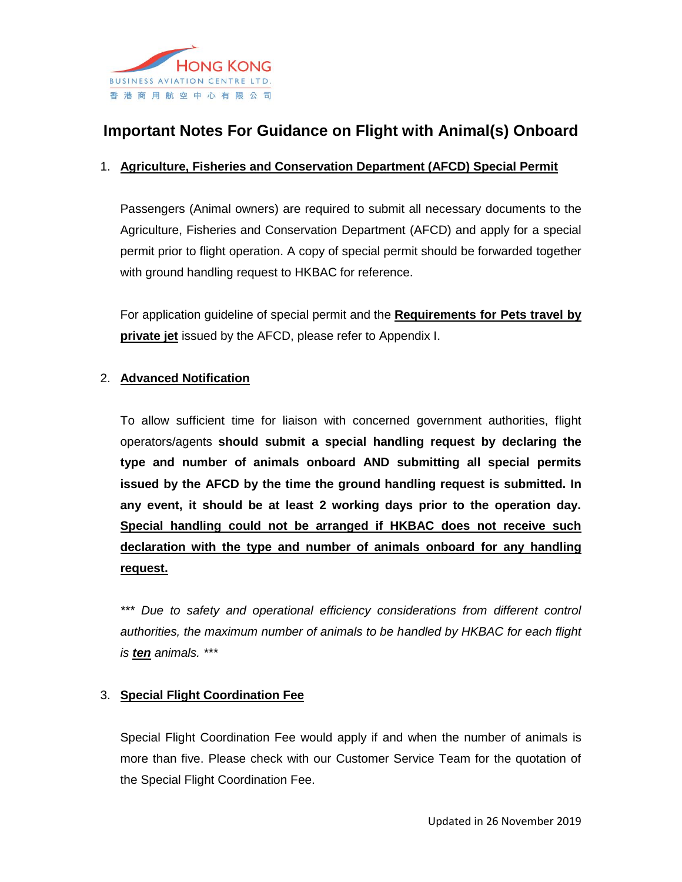HONG KONG
BUSINESS AVIATION CENTRE LTD.
香港商用航空中心有限公司

# Important Notes For Guidance on Flight with Animal(s) Onboard

1. **<u>Agriculture, Fisheries and Conservation Department (AFCD) Special Permit</u>**

   Passengers (Animal owners) are required to submit all necessary documents to the Agriculture, Fisheries and Conservation Department (AFCD) and apply for a special permit prior to flight operation. A copy of special permit should be forwarded together with ground handling request to HKBAC for reference.

   For application guideline of special permit and the **<u>Requirements for Pets travel by private jet</u>** issued by the AFCD, please refer to Appendix I.

2. **<u>Advanced Notification</u>**

   To allow sufficient time for liaison with concerned government authorities, flight operators/agents **should submit a special handling request by declaring the type and number of animals onboard AND submitting all special permits issued by the AFCD by the time the ground handling request is submitted. In any event, it should be at least 2 working days prior to the operation day. <u>Special handling could not be arranged if HKBAC does not receive such declaration with the type and number of animals onboard for any handling request.</u>**

   *\*\*\* Due to safety and operational efficiency considerations from different control authorities, the maximum number of animals to be handled by HKBAC for each flight is **<u>ten</u>** animals. \*\*\**

3. **<u>Special Flight Coordination Fee</u>**

   Special Flight Coordination Fee would apply if and when the number of animals is more than five. Please check with our Customer Service Team for the quotation of the Special Flight Coordination Fee.

Updated in 26 November 2019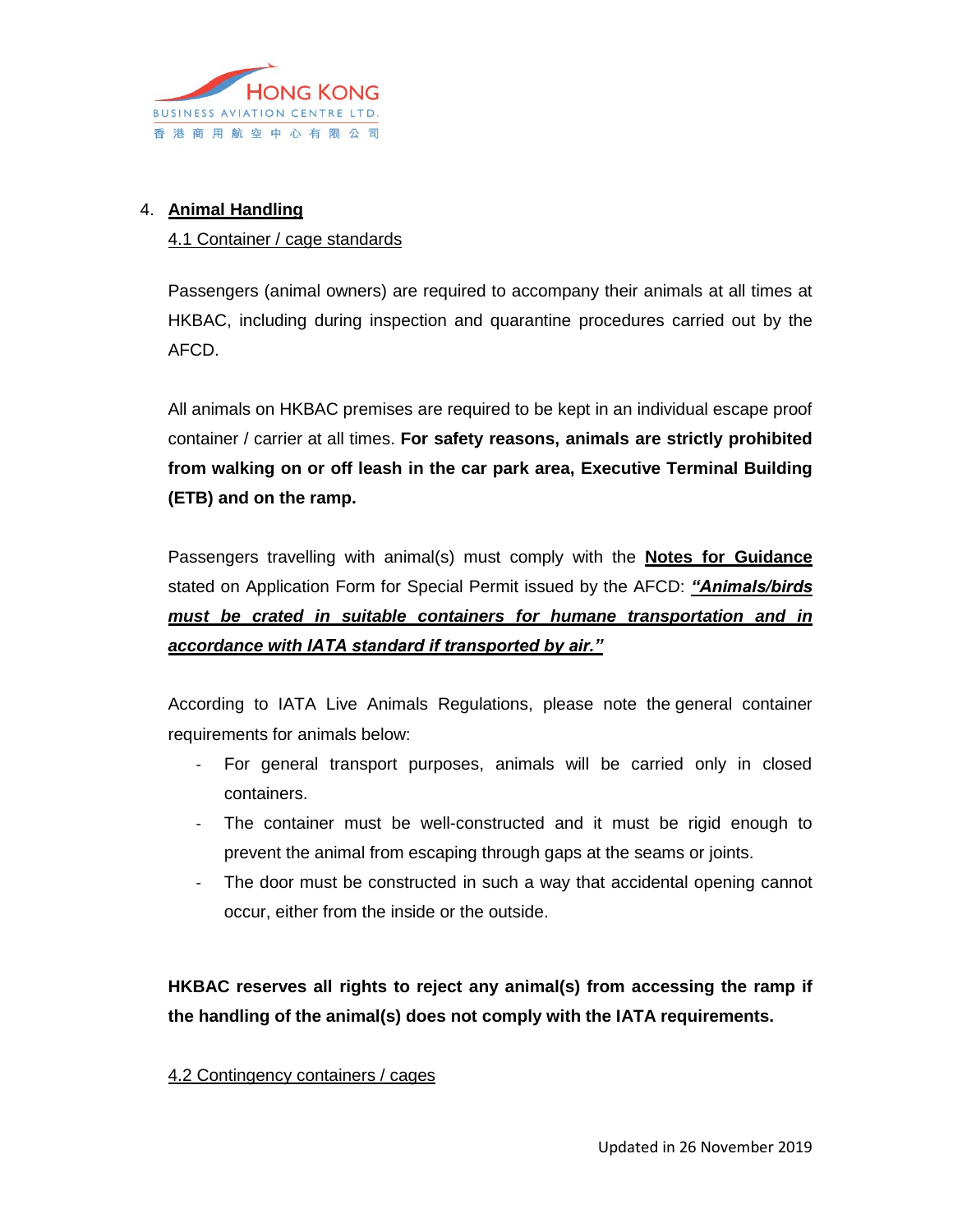## 4. Animal Handling

### 4.1 Container / cage standards

Passengers (animal owners) are required to accompany their animals at all times at HKBAC, including during inspection and quarantine procedures carried out by the AFCD.

All animals on HKBAC premises are required to be kept in an individual escape proof container / carrier at all times. **For safety reasons, animals are strictly prohibited from walking on or off leash in the car park area, Executive Terminal Building (ETB) and on the ramp.**

Passengers travelling with animal(s) must comply with the **Notes for Guidance** stated on Application Form for Special Permit issued by the AFCD: ***"Animals/birds must be crated in suitable containers for humane transportation and in accordance with IATA standard if transported by air."***

According to IATA Live Animals Regulations, please note the general container requirements for animals below:

- For general transport purposes, animals will be carried only in closed containers.
- The container must be well-constructed and it must be rigid enough to prevent the animal from escaping through gaps at the seams or joints.
- The door must be constructed in such a way that accidental opening cannot occur, either from the inside or the outside.

**HKBAC reserves all rights to reject any animal(s) from accessing the ramp if the handling of the animal(s) does not comply with the IATA requirements.**

### 4.2 Contingency containers / cages

Updated in 26 November 2019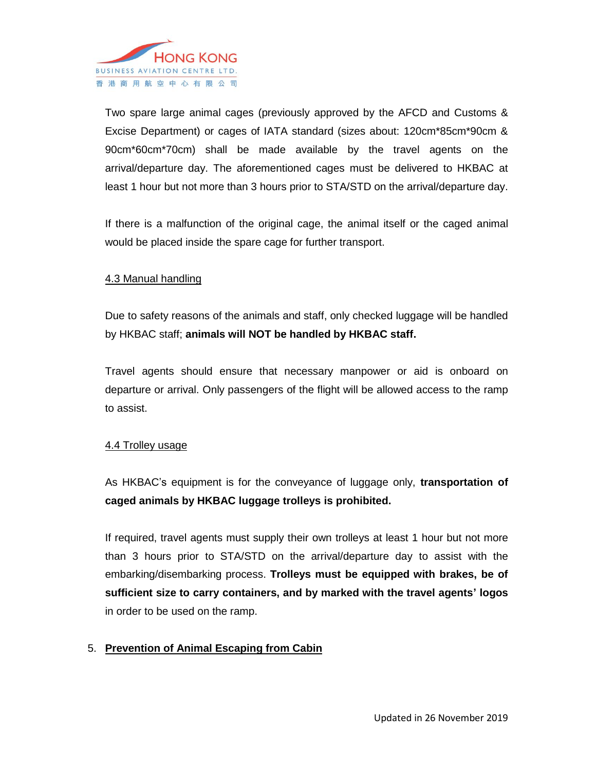Two spare large animal cages (previously approved by the AFCD and Customs & Excise Department) or cages of IATA standard (sizes about: 120cm*85cm*90cm & 90cm*60cm*70cm) shall be made available by the travel agents on the arrival/departure day. The aforementioned cages must be delivered to HKBAC at least 1 hour but not more than 3 hours prior to STA/STD on the arrival/departure day.

If there is a malfunction of the original cage, the animal itself or the caged animal would be placed inside the spare cage for further transport.

### 4.3 Manual handling

Due to safety reasons of the animals and staff, only checked luggage will be handled by HKBAC staff; **animals will NOT be handled by HKBAC staff.**

Travel agents should ensure that necessary manpower or aid is onboard on departure or arrival. Only passengers of the flight will be allowed access to the ramp to assist.

### 4.4 Trolley usage

As HKBAC's equipment is for the conveyance of luggage only, **transportation of caged animals by HKBAC luggage trolleys is prohibited.**

If required, travel agents must supply their own trolleys at least 1 hour but not more than 3 hours prior to STA/STD on the arrival/departure day to assist with the embarking/disembarking process. **Trolleys must be equipped with brakes, be of sufficient size to carry containers, and by marked with the travel agents' logos** in order to be used on the ramp.

## 5. Prevention of Animal Escaping from Cabin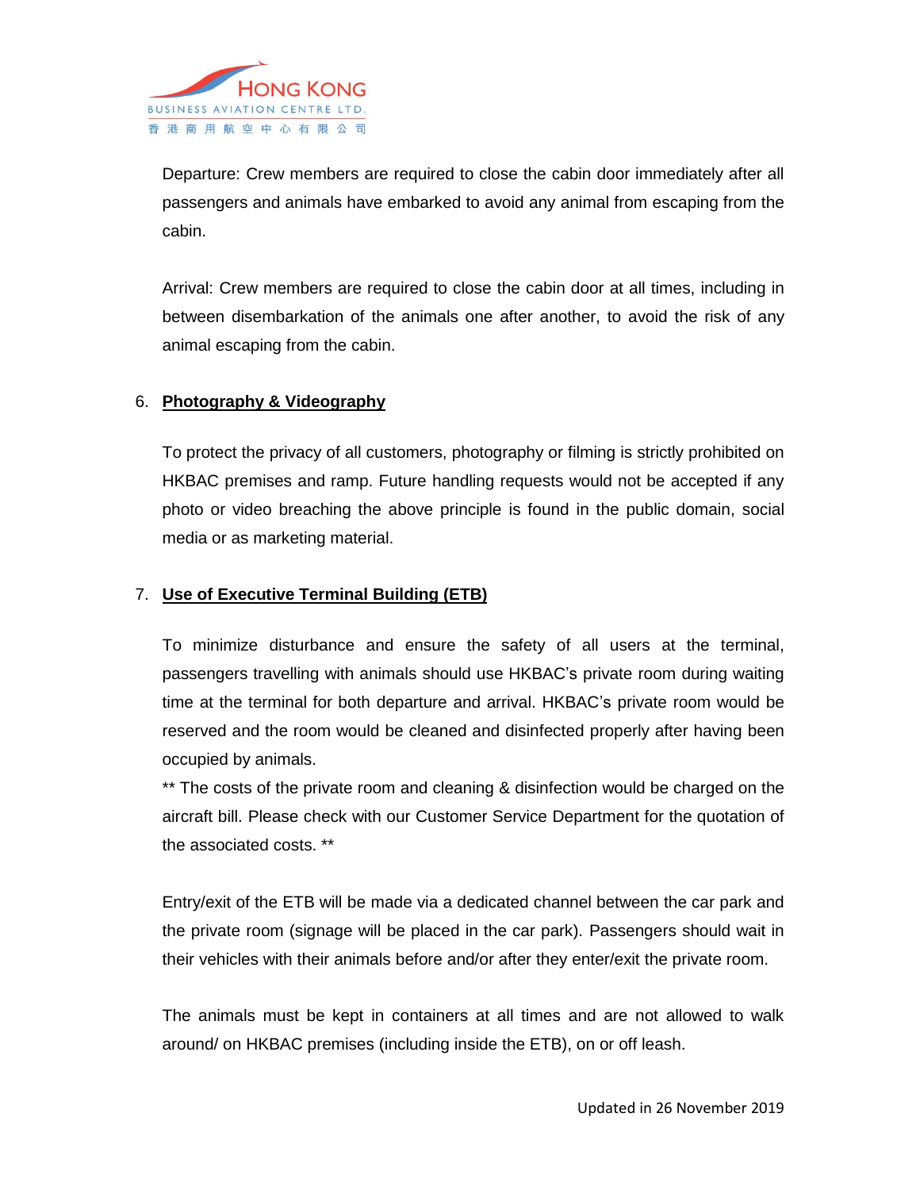Departure: Crew members are required to close the cabin door immediately after all passengers and animals have embarked to avoid any animal from escaping from the cabin.

Arrival: Crew members are required to close the cabin door at all times, including in between disembarkation of the animals one after another, to avoid the risk of any animal escaping from the cabin.

6. **Photography & Videography**

To protect the privacy of all customers, photography or filming is strictly prohibited on HKBAC premises and ramp. Future handling requests would not be accepted if any photo or video breaching the above principle is found in the public domain, social media or as marketing material.

7. **Use of Executive Terminal Building (ETB)**

To minimize disturbance and ensure the safety of all users at the terminal, passengers travelling with animals should use HKBAC's private room during waiting time at the terminal for both departure and arrival. HKBAC's private room would be reserved and the room would be cleaned and disinfected properly after having been occupied by animals.
** The costs of the private room and cleaning & disinfection would be charged on the aircraft bill. Please check with our Customer Service Department for the quotation of the associated costs. **

Entry/exit of the ETB will be made via a dedicated channel between the car park and the private room (signage will be placed in the car park). Passengers should wait in their vehicles with their animals before and/or after they enter/exit the private room.

The animals must be kept in containers at all times and are not allowed to walk around/ on HKBAC premises (including inside the ETB), on or off leash.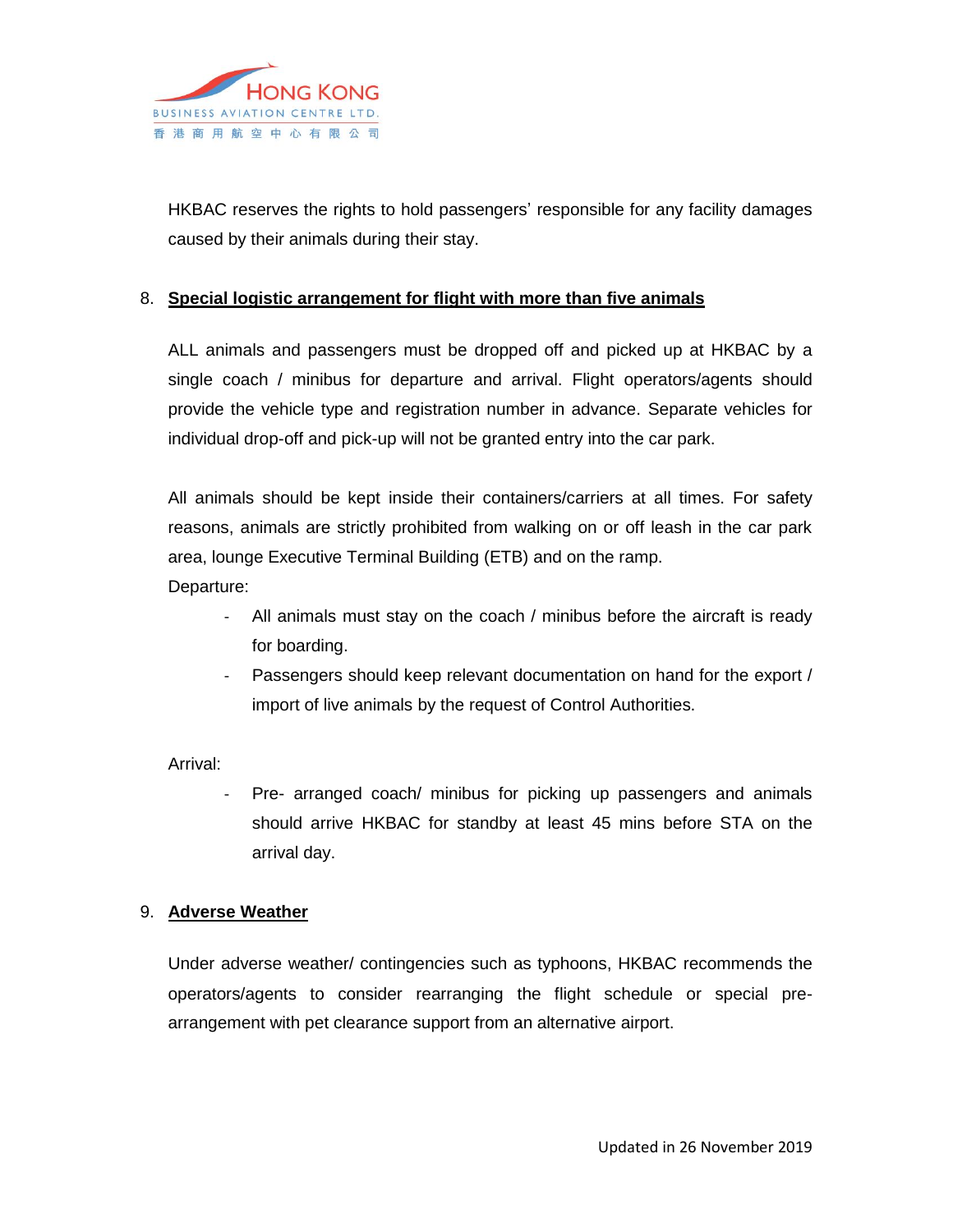HKBAC reserves the rights to hold passengers' responsible for any facility damages caused by their animals during their stay.

8. **Special logistic arrangement for flight with more than five animals**

ALL animals and passengers must be dropped off and picked up at HKBAC by a single coach / minibus for departure and arrival. Flight operators/agents should provide the vehicle type and registration number in advance. Separate vehicles for individual drop-off and pick-up will not be granted entry into the car park.

All animals should be kept inside their containers/carriers at all times. For safety reasons, animals are strictly prohibited from walking on or off leash in the car park area, lounge Executive Terminal Building (ETB) and on the ramp.

Departure:

- All animals must stay on the coach / minibus before the aircraft is ready for boarding.
- Passengers should keep relevant documentation on hand for the export / import of live animals by the request of Control Authorities.

Arrival:

- Pre- arranged coach/ minibus for picking up passengers and animals should arrive HKBAC for standby at least 45 mins before STA on the arrival day.

9. **Adverse Weather**

Under adverse weather/ contingencies such as typhoons, HKBAC recommends the operators/agents to consider rearranging the flight schedule or special pre-arrangement with pet clearance support from an alternative airport.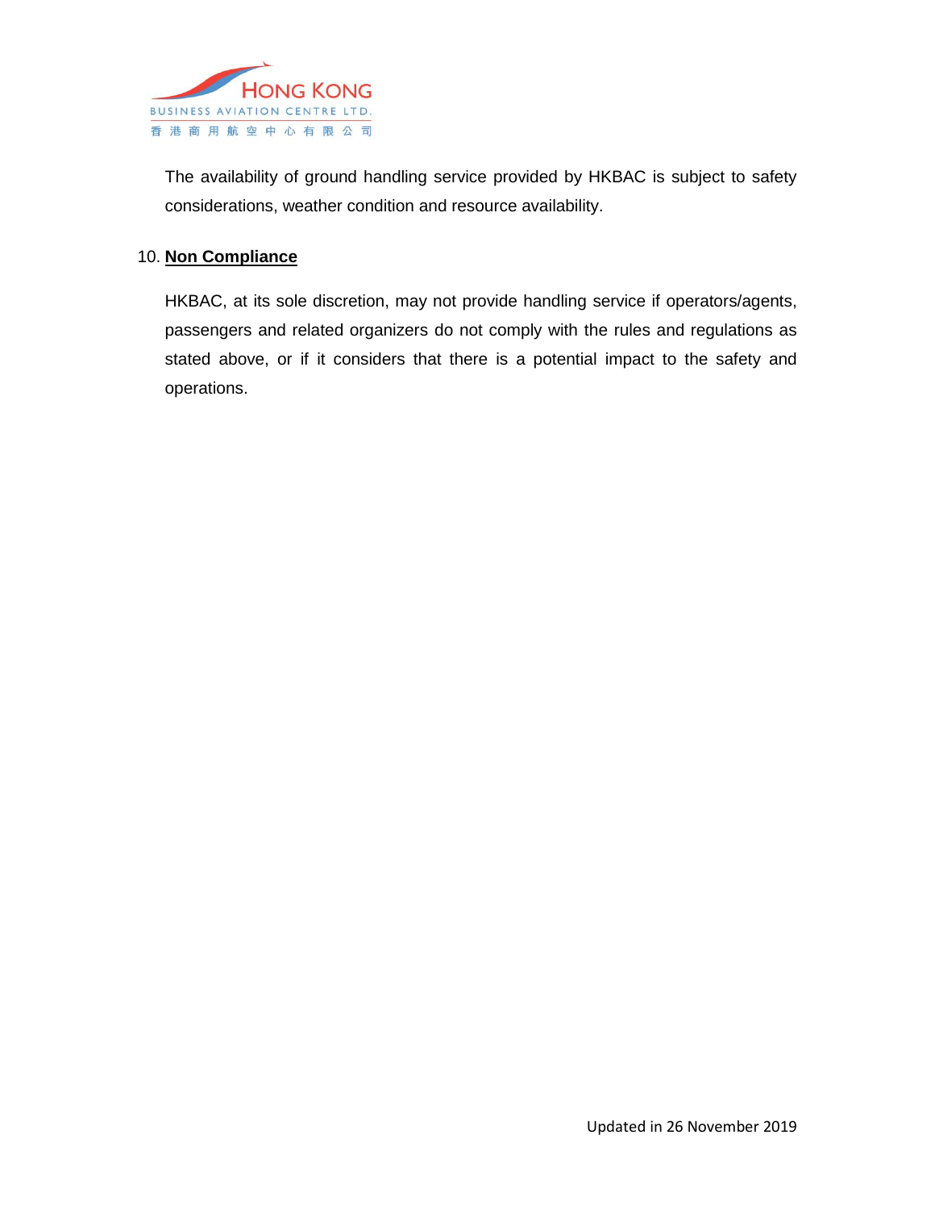The availability of ground handling service provided by HKBAC is subject to safety considerations, weather condition and resource availability.

10. **Non Compliance**

HKBAC, at its sole discretion, may not provide handling service if operators/agents, passengers and related organizers do not comply with the rules and regulations as stated above, or if it considers that there is a potential impact to the safety and operations.

Updated in 26 November 2019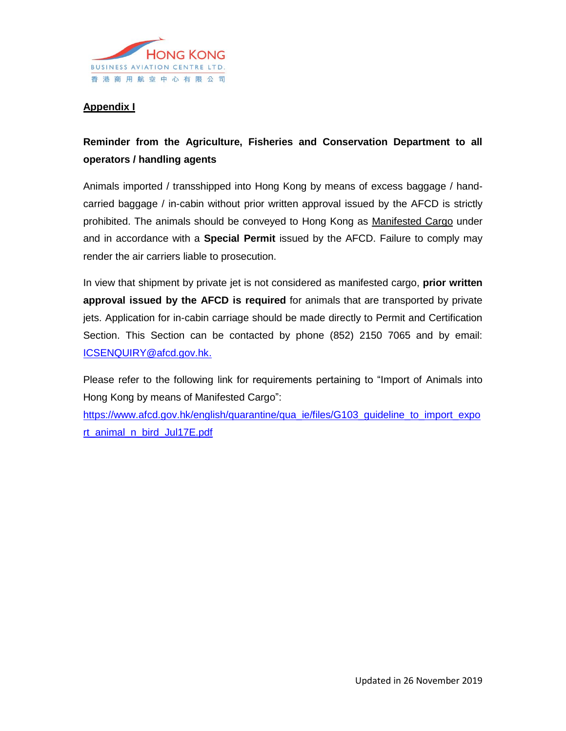## Appendix I

**Reminder from the Agriculture, Fisheries and Conservation Department to all operators / handling agents**

Animals imported / transshipped into Hong Kong by means of excess baggage / hand-carried baggage / in-cabin without prior written approval issued by the AFCD is strictly prohibited. The animals should be conveyed to Hong Kong as Manifested Cargo under and in accordance with a **Special Permit** issued by the AFCD. Failure to comply may render the air carriers liable to prosecution.

In view that shipment by private jet is not considered as manifested cargo, **prior written approval issued by the AFCD is required** for animals that are transported by private jets. Application for in-cabin carriage should be made directly to Permit and Certification Section. This Section can be contacted by phone (852) 2150 7065 and by email: ICSENQUIRY@afcd.gov.hk.

Please refer to the following link for requirements pertaining to "Import of Animals into Hong Kong by means of Manifested Cargo":
https://www.afcd.gov.hk/english/quarantine/qua_ie/files/G103_guideline_to_import_export_animal_n_bird_Jul17E.pdf

Updated in 26 November 2019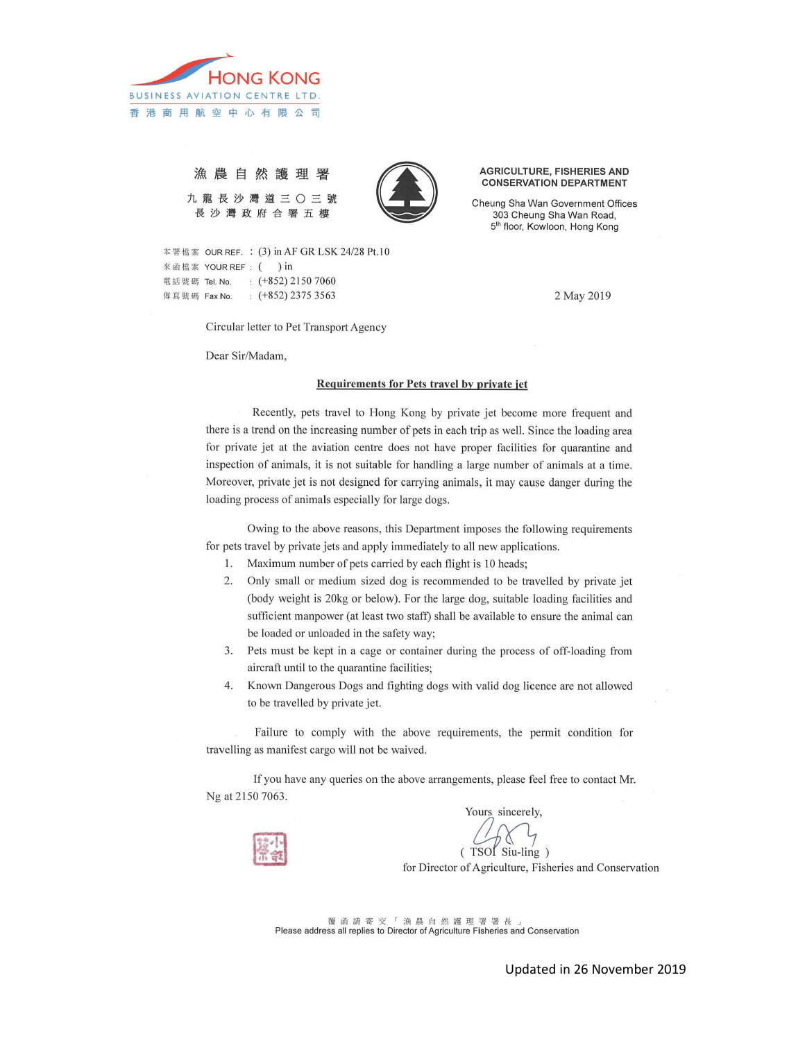HONG KONG
BUSINESS AVIATION CENTRE LTD.
香港商用航空中心有限公司

漁農自然護理署
九龍長沙灣道三〇三號
長沙灣政府合署五樓

AGRICULTURE, FISHERIES AND CONSERVATION DEPARTMENT
Cheung Sha Wan Government Offices
303 Cheung Sha Wan Road,
5th floor, Kowloon, Hong Kong

本署檔案 OUR REF. : (3) in AF GR LSK 24/28 Pt.10
來函檔案 YOUR REF : (   ) in
電話號碼 Tel. No. : (+852) 2150 7060
傳真號碼 Fax No. : (+852) 2375 3563

2 May 2019

Circular letter to Pet Transport Agency

Dear Sir/Madam,

**Requirements for Pets travel by private jet**

Recently, pets travel to Hong Kong by private jet become more frequent and there is a trend on the increasing number of pets in each trip as well. Since the loading area for private jet at the aviation centre does not have proper facilities for quarantine and inspection of animals, it is not suitable for handling a large number of animals at a time. Moreover, private jet is not designed for carrying animals, it may cause danger during the loading process of animals especially for large dogs.

Owing to the above reasons, this Department imposes the following requirements for pets travel by private jets and apply immediately to all new applications.

1. Maximum number of pets carried by each flight is 10 heads;
2. Only small or medium sized dog is recommended to be travelled by private jet (body weight is 20kg or below). For the large dog, suitable loading facilities and sufficient manpower (at least two staff) shall be available to ensure the animal can be loaded or unloaded in the safety way;
3. Pets must be kept in a cage or container during the process of off-loading from aircraft until to the quarantine facilities;
4. Known Dangerous Dogs and fighting dogs with valid dog licence are not allowed to be travelled by private jet.

Failure to comply with the above requirements, the permit condition for travelling as manifest cargo will not be waived.

If you have any queries on the above arrangements, please feel free to contact Mr. Ng at 2150 7063.

Yours sincerely,

( TSOI Siu-ling )
for Director of Agriculture, Fisheries and Conservation

覆函請寄交「漁農自然護理署署長」
Please address all replies to Director of Agriculture Fisheries and Conservation

Updated in 26 November 2019